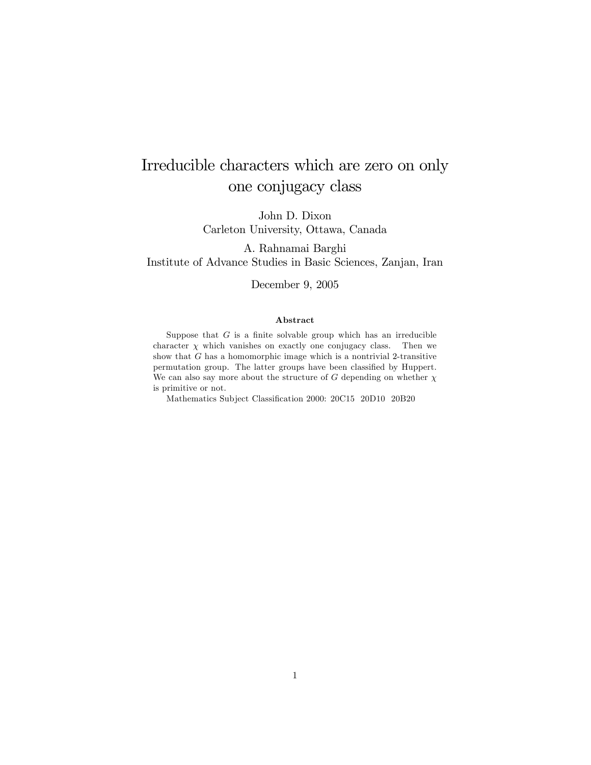# Irreducible characters which are zero on only one conjugacy class

John D. Dixon
Carleton University, Ottawa, Canada

A. Rahnamai Barghi
Institute of Advance Studies in Basic Sciences, Zanjan, Iran

December 9, 2005

### Abstract

Suppose that $G$ is a finite solvable group which has an irreducible character $\chi$ which vanishes on exactly one conjugacy class. Then we show that $G$ has a homomorphic image which is a nontrivial 2-transitive permutation group. The latter groups have been classified by Huppert. We can also say more about the structure of $G$ depending on whether $\chi$ is primitive or not.

Mathematics Subject Classification 2000: 20C15 20D10 20B20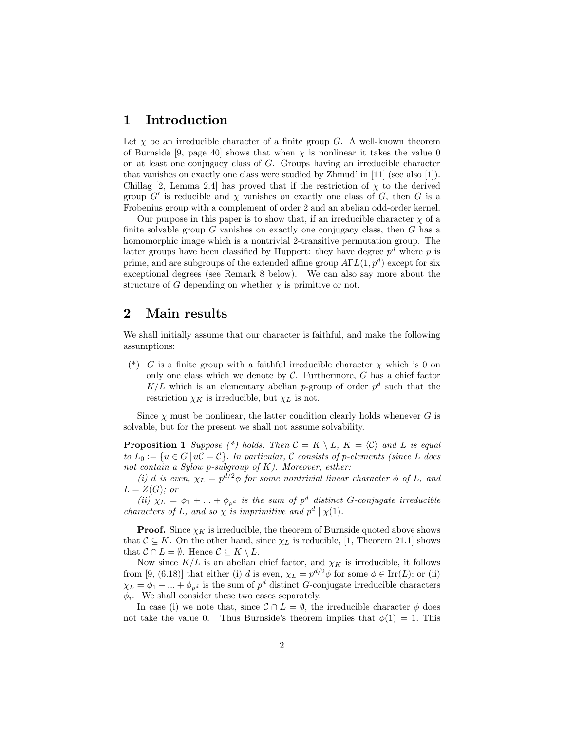## 1 Introduction

Let $\chi$ be an irreducible character of a finite group $G$. A well-known theorem of Burnside [9, page 40] shows that when $\chi$ is nonlinear it takes the value 0 on at least one conjugacy class of $G$. Groups having an irreducible character that vanishes on exactly one class were studied by Zhmud' in [11] (see also [1]). Chillag [2, Lemma 2.4] has proved that if the restriction of $\chi$ to the derived group $G'$ is reducible and $\chi$ vanishes on exactly one class of $G$, then $G$ is a Frobenius group with a complement of order 2 and an abelian odd-order kernel.

Our purpose in this paper is to show that, if an irreducible character $\chi$ of a finite solvable group $G$ vanishes on exactly one conjugacy class, then $G$ has a homomorphic image which is a nontrivial 2-transitive permutation group. The latter groups have been classified by Huppert: they have degree $p^d$ where $p$ is prime, and are subgroups of the extended affine group $A\Gamma L(1,p^d)$ except for six exceptional degrees (see Remark 8 below). We can also say more about the structure of $G$ depending on whether $\chi$ is primitive or not.

## 2 Main results

We shall initially assume that our character is faithful, and make the following assumptions:

(*) $G$ is a finite group with a faithful irreducible character $\chi$ which is 0 on only one class which we denote by $\mathcal{C}$. Furthermore, $G$ has a chief factor $K/L$ which is an elementary abelian $p$-group of order $p^d$ such that the restriction $\chi_K$ is irreducible, but $\chi_L$ is not.

Since $\chi$ must be nonlinear, the latter condition clearly holds whenever $G$ is solvable, but for the present we shall not assume solvability.

**Proposition 1** *Suppose (*) holds. Then $\mathcal{C} = K \setminus L$, $K = \langle \mathcal{C} \rangle$ and $L$ is equal to $L_0 := \{u \in G \mid u\mathcal{C} = \mathcal{C}\}$. In particular, $\mathcal{C}$ consists of $p$-elements (since $L$ does not contain a Sylow $p$-subgroup of $K$). Moreover, either:*

*(i) $d$ is even, $\chi_L = p^{d/2}\phi$ for some nontrivial linear character $\phi$ of $L$, and $L = Z(G)$; or*

*(ii) $\chi_L = \phi_1 + ... + \phi_{p^d}$ is the sum of $p^d$ distinct $G$-conjugate irreducible characters of $L$, and so $\chi$ is imprimitive and $p^d \mid \chi(1)$.*

**Proof.** Since $\chi_K$ is irreducible, the theorem of Burnside quoted above shows that $\mathcal{C} \subseteq K$. On the other hand, since $\chi_L$ is reducible, [1, Theorem 21.1] shows that $\mathcal{C} \cap L = \emptyset$. Hence $\mathcal{C} \subseteq K \setminus L$.

Now since $K/L$ is an abelian chief factor, and $\chi_K$ is irreducible, it follows from [9, (6.18)] that either (i) $d$ is even, $\chi_L = p^{d/2}\phi$ for some $\phi \in \mathrm{Irr}(L)$; or (ii) $\chi_L = \phi_1 + ... + \phi_{p^d}$ is the sum of $p^d$ distinct $G$-conjugate irreducible characters $\phi_i$. We shall consider these two cases separately.

In case (i) we note that, since $\mathcal{C} \cap L = \emptyset$, the irreducible character $\phi$ does not take the value 0. Thus Burnside's theorem implies that $\phi(1) = 1$. This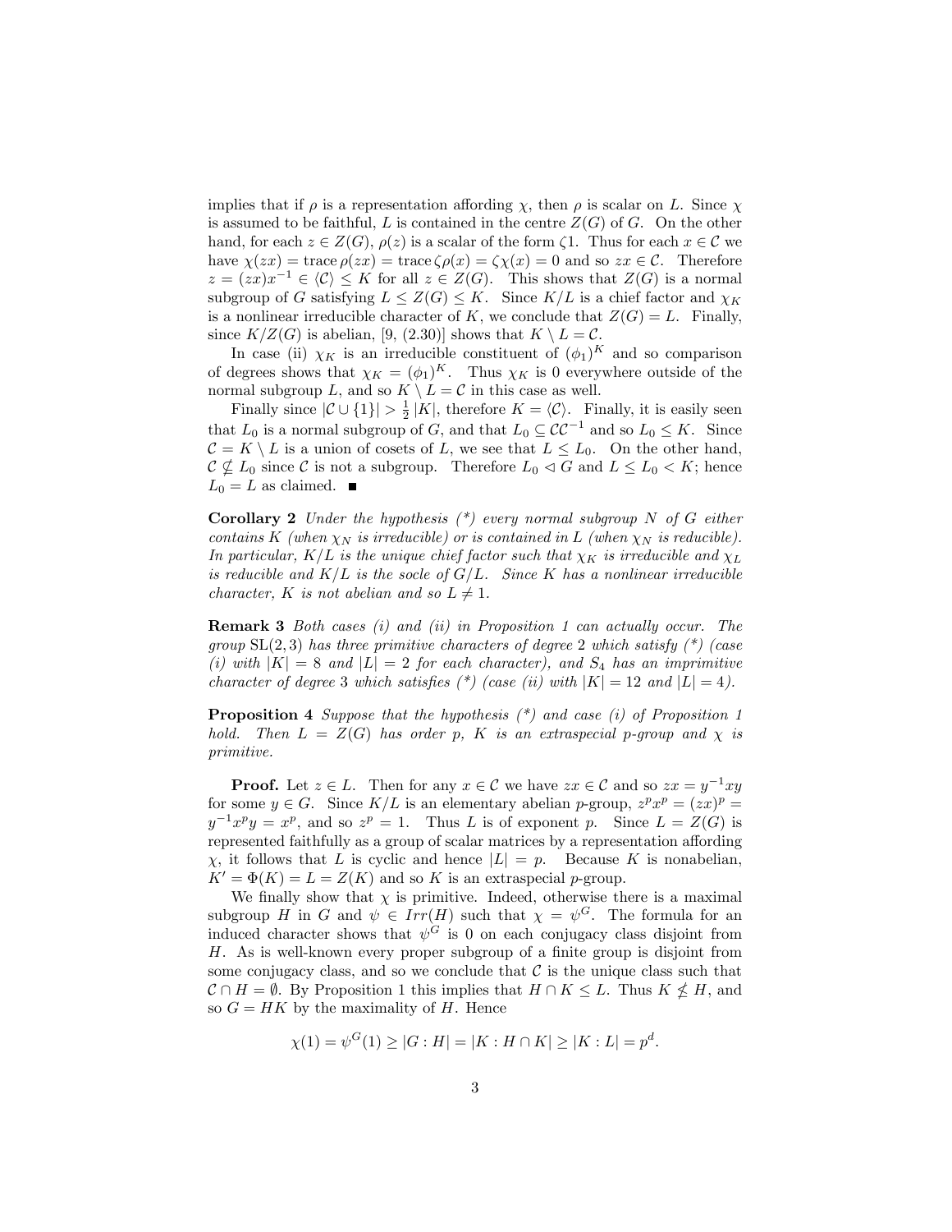implies that if $\rho$ is a representation affording $\chi$, then $\rho$ is scalar on $L$. Since $\chi$ is assumed to be faithful, $L$ is contained in the centre $Z(G)$ of $G$. On the other hand, for each $z \in Z(G)$, $\rho(z)$ is a scalar of the form $\zeta 1$. Thus for each $x \in \mathcal{C}$ we have $\chi(zx) = \operatorname{trace} \rho(zx) = \operatorname{trace} \zeta\rho(x) = \zeta\chi(x) = 0$ and so $zx \in \mathcal{C}$. Therefore $z = (zx)x^{-1} \in \langle \mathcal{C} \rangle \leq K$ for all $z \in Z(G)$. This shows that $Z(G)$ is a normal subgroup of $G$ satisfying $L \leq Z(G) \leq K$. Since $K/L$ is a chief factor and $\chi_K$ is a nonlinear irreducible character of $K$, we conclude that $Z(G) = L$. Finally, since $K/Z(G)$ is abelian, [9, (2.30)] shows that $K \setminus L = \mathcal{C}$.

In case (ii) $\chi_K$ is an irreducible constituent of $(\phi_1)^K$ and so comparison of degrees shows that $\chi_K = (\phi_1)^K$. Thus $\chi_K$ is 0 everywhere outside of the normal subgroup $L$, and so $K \setminus L = \mathcal{C}$ in this case as well.

Finally since $|\mathcal{C} \cup \{1\}| > \frac{1}{2}|K|$, therefore $K = \langle \mathcal{C} \rangle$. Finally, it is easily seen that $L_0$ is a normal subgroup of $G$, and that $L_0 \subseteq \mathcal{C}\mathcal{C}^{-1}$ and so $L_0 \leq K$. Since $\mathcal{C} = K \setminus L$ is a union of cosets of $L$, we see that $L \leq L_0$. On the other hand, $\mathcal{C} \nsubseteq L_0$ since $\mathcal{C}$ is not a subgroup. Therefore $L_0 \lhd G$ and $L \leq L_0 < K$; hence $L_0 = L$ as claimed. ■

**Corollary 2** *Under the hypothesis (\*) every normal subgroup $N$ of $G$ either contains $K$ (when $\chi_N$ is irreducible) or is contained in $L$ (when $\chi_N$ is reducible). In particular, $K/L$ is the unique chief factor such that $\chi_K$ is irreducible and $\chi_L$ is reducible and $K/L$ is the socle of $G/L$. Since $K$ has a nonlinear irreducible character, $K$ is not abelian and so $L \neq 1$.*

**Remark 3** *Both cases (i) and (ii) in Proposition 1 can actually occur. The group $\mathrm{SL}(2,3)$ has three primitive characters of degree 2 which satisfy (\*) (case (i) with $|K| = 8$ and $|L| = 2$ for each character), and $S_4$ has an imprimitive character of degree 3 which satisfies (\*) (case (ii) with $|K| = 12$ and $|L| = 4$).*

**Proposition 4** *Suppose that the hypothesis (\*) and case (i) of Proposition 1 hold. Then $L = Z(G)$ has order $p$, $K$ is an extraspecial $p$-group and $\chi$ is primitive.*

**Proof.** Let $z \in L$. Then for any $x \in \mathcal{C}$ we have $zx \in \mathcal{C}$ and so $zx = y^{-1}xy$ for some $y \in G$. Since $K/L$ is an elementary abelian $p$-group, $z^p x^p = (zx)^p = y^{-1}x^p y = x^p$, and so $z^p = 1$. Thus $L$ is of exponent $p$. Since $L = Z(G)$ is represented faithfully as a group of scalar matrices by a representation affording $\chi$, it follows that $L$ is cyclic and hence $|L| = p$. Because $K$ is nonabelian, $K' = \Phi(K) = L = Z(K)$ and so $K$ is an extraspecial $p$-group.

We finally show that $\chi$ is primitive. Indeed, otherwise there is a maximal subgroup $H$ in $G$ and $\psi \in Irr(H)$ such that $\chi = \psi^G$. The formula for an induced character shows that $\psi^G$ is 0 on each conjugacy class disjoint from $H$. As is well-known every proper subgroup of a finite group is disjoint from some conjugacy class, and so we conclude that $\mathcal{C}$ is the unique class such that $\mathcal{C} \cap H = \emptyset$. By Proposition 1 this implies that $H \cap K \leq L$. Thus $K \nleq H$, and so $G = HK$ by the maximality of $H$. Hence

$$\chi(1) = \psi^G(1) \geq |G : H| = |K : H \cap K| \geq |K : L| = p^d.$$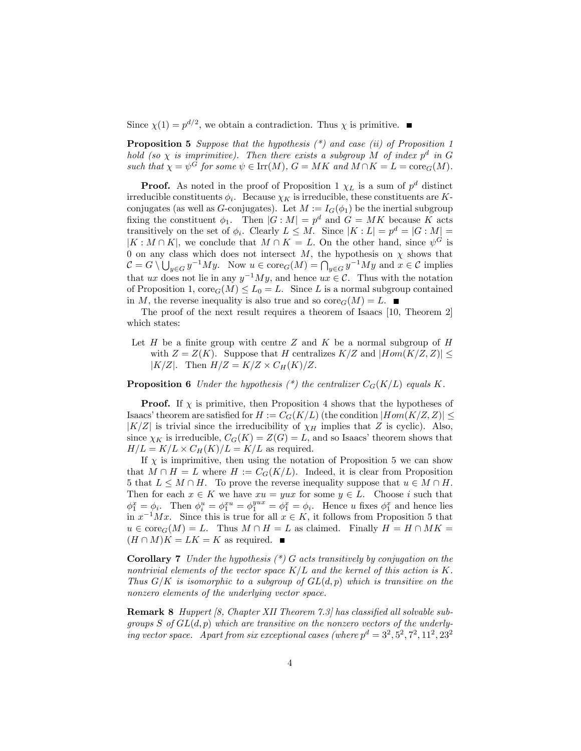Since $\chi(1) = p^{d/2}$, we obtain a contradiction. Thus $\chi$ is primitive. ■

**Proposition 5** *Suppose that the hypothesis (\*) and case (ii) of Proposition 1 hold (so $\chi$ is imprimitive). Then there exists a subgroup $M$ of index $p^d$ in $G$ such that $\chi = \psi^G$ for some $\psi \in \mathrm{Irr}(M)$, $G = MK$ and $M \cap K = L = \mathrm{core}_G(M)$.*

**Proof.** As noted in the proof of Proposition 1 $\chi_L$ is a sum of $p^d$ distinct irreducible constituents $\phi_i$. Because $\chi_K$ is irreducible, these constituents are $K$-conjugates (as well as $G$-conjugates). Let $M := I_G(\phi_1)$ be the inertial subgroup fixing the constituent $\phi_1$. Then $|G : M| = p^d$ and $G = MK$ because $K$ acts transitively on the set of $\phi_i$. Clearly $L \leq M$. Since $|K : L| = p^d = |G : M| = |K : M \cap K|$, we conclude that $M \cap K = L$. On the other hand, since $\psi^G$ is 0 on any class which does not intersect $M$, the hypothesis on $\chi$ shows that $\mathcal{C} = G \setminus \bigcup_{y \in G} y^{-1}My$. Now $u \in \mathrm{core}_G(M) = \bigcap_{y \in G} y^{-1}My$ and $x \in \mathcal{C}$ implies that $ux$ does not lie in any $y^{-1}My$, and hence $ux \in \mathcal{C}$. Thus with the notation of Proposition 1, $\mathrm{core}_G(M) \leq L_0 = L$. Since $L$ is a normal subgroup contained in $M$, the reverse inequality is also true and so $\mathrm{core}_G(M) = L$. ■

The proof of the next result requires a theorem of Isaacs [10, Theorem 2] which states:

> Let $H$ be a finite group with centre $Z$ and $K$ be a normal subgroup of $H$ with $Z = Z(K)$. Suppose that $H$ centralizes $K/Z$ and $|Hom(K/Z, Z)| \leq |K/Z|$. Then $H/Z = K/Z \times C_H(K)/Z$.

**Proposition 6** *Under the hypothesis (\*) the centralizer $C_G(K/L)$ equals $K$.*

**Proof.** If $\chi$ is primitive, then Proposition 4 shows that the hypotheses of Isaacs' theorem are satisfied for $H := C_G(K/L)$ (the condition $|Hom(K/Z, Z)| \leq |K/Z|$ is trivial since the irreducibility of $\chi_H$ implies that $Z$ is cyclic). Also, since $\chi_K$ is irreducible, $C_G(K) = Z(G) = L$, and so Isaacs' theorem shows that $H/L = K/L \times C_H(K)/L = K/L$ as required.

If $\chi$ is imprimitive, then using the notation of Proposition 5 we can show that $M \cap H = L$ where $H := C_G(K/L)$. Indeed, it is clear from Proposition 5 that $L \leq M \cap H$. To prove the reverse inequality suppose that $u \in M \cap H$. Then for each $x \in K$ we have $xu = yux$ for some $y \in L$. Choose $i$ such that $\phi_1^x = \phi_i$. Then $\phi_i^u = \phi_1^{xu} = \phi_1^{yux} = \phi_1^x = \phi_i$. Hence $u$ fixes $\phi_1^x$ and hence lies in $x^{-1}Mx$. Since this is true for all $x \in K$, it follows from Proposition 5 that $u \in \mathrm{core}_G(M) = L$. Thus $M \cap H = L$ as claimed. Finally $H = H \cap MK = (H \cap M)K = LK = K$ as required. ■

**Corollary 7** *Under the hypothesis (\*) $G$ acts transitively by conjugation on the nontrivial elements of the vector space $K/L$ and the kernel of this action is $K$. Thus $G/K$ is isomorphic to a subgroup of $GL(d, p)$ which is transitive on the nonzero elements of the underlying vector space.*

**Remark 8** *Huppert [8, Chapter XII Theorem 7.3] has classified all solvable subgroups $S$ of $GL(d, p)$ which are transitive on the nonzero vectors of the underlying vector space. Apart from six exceptional cases (where $p^d = 3^2, 5^2, 7^2, 11^2, 23^2$*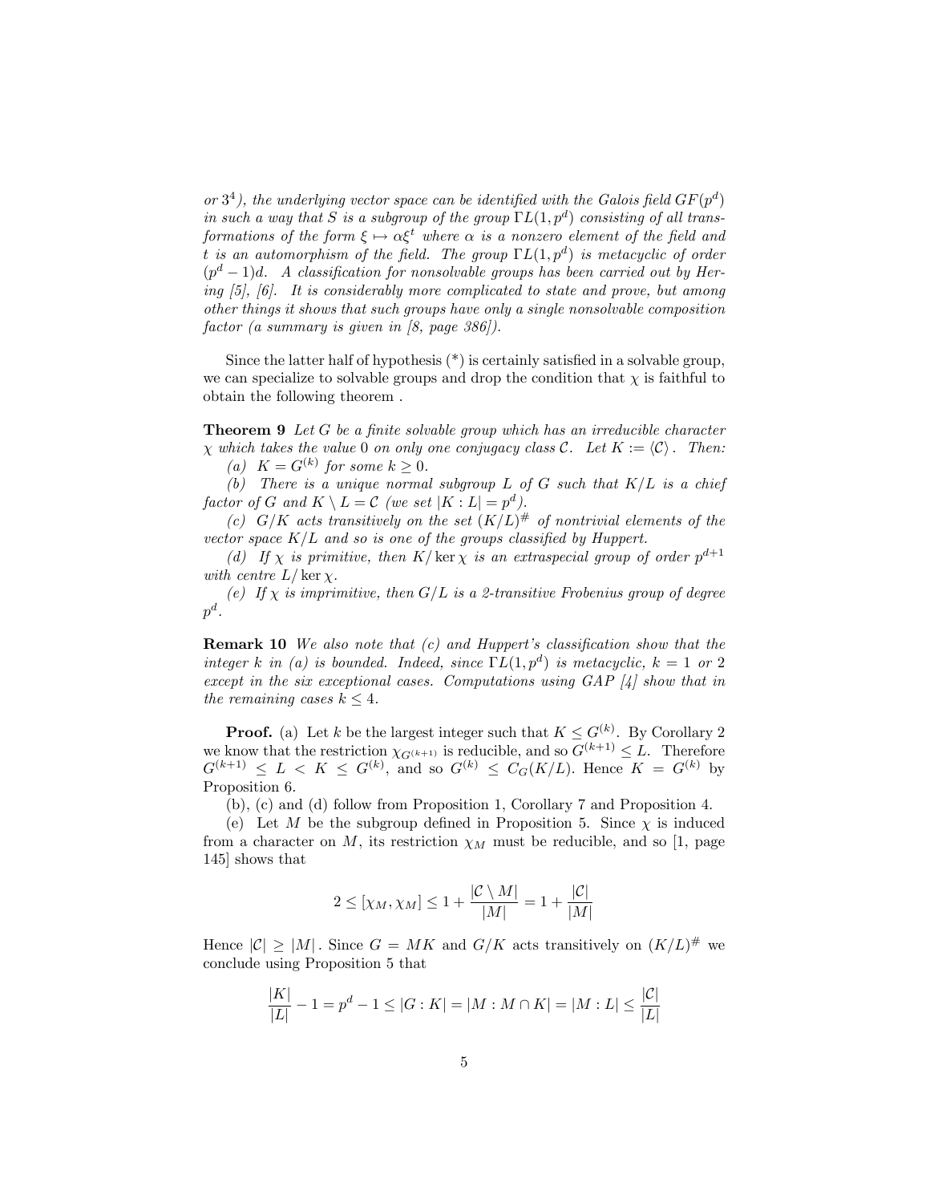*or $3^4$), the underlying vector space can be identified with the Galois field $GF(p^d)$ in such a way that $S$ is a subgroup of the group $\Gamma L(1, p^d)$ consisting of all transformations of the form $\xi \mapsto \alpha \xi^t$ where $\alpha$ is a nonzero element of the field and $t$ is an automorphism of the field. The group $\Gamma L(1, p^d)$ is metacyclic of order $(p^d - 1)d$. A classification for nonsolvable groups has been carried out by Hering [5], [6]. It is considerably more complicated to state and prove, but among other things it shows that such groups have only a single nonsolvable composition factor (a summary is given in [8, page 386]).*

Since the latter half of hypothesis (*) is certainly satisfied in a solvable group, we can specialize to solvable groups and drop the condition that $\chi$ is faithful to obtain the following theorem .

**Theorem 9** *Let $G$ be a finite solvable group which has an irreducible character $\chi$ which takes the value 0 on only one conjugacy class $\mathcal{C}$. Let $K := \langle \mathcal{C} \rangle$. Then:*

*(a) $K = G^{(k)}$ for some $k \geq 0$.*

*(b) There is a unique normal subgroup $L$ of $G$ such that $K/L$ is a chief factor of $G$ and $K \setminus L = \mathcal{C}$ (we set $|K : L| = p^d$).*

*(c) $G/K$ acts transitively on the set $(K/L)^{\#}$ of nontrivial elements of the vector space $K/L$ and so is one of the groups classified by Huppert.*

*(d) If $\chi$ is primitive, then $K/\ker \chi$ is an extraspecial group of order $p^{d+1}$ with centre $L/\ker \chi$.*

*(e) If $\chi$ is imprimitive, then $G/L$ is a 2-transitive Frobenius group of degree $p^d$.*

**Remark 10** *We also note that (c) and Huppert's classification show that the integer $k$ in (a) is bounded. Indeed, since $\Gamma L(1, p^d)$ is metacyclic, $k = 1$ or 2 except in the six exceptional cases. Computations using GAP [4] show that in the remaining cases $k \leq 4$.*

**Proof.** (a) Let $k$ be the largest integer such that $K \leq G^{(k)}$. By Corollary 2 we know that the restriction $\chi_{G^{(k+1)}}$ is reducible, and so $G^{(k+1)} \leq L$. Therefore $G^{(k+1)} \leq L < K \leq G^{(k)}$, and so $G^{(k)} \leq C_G(K/L)$. Hence $K = G^{(k)}$ by Proposition 6.

(b), (c) and (d) follow from Proposition 1, Corollary 7 and Proposition 4.

(e) Let $M$ be the subgroup defined in Proposition 5. Since $\chi$ is induced from a character on $M$, its restriction $\chi_M$ must be reducible, and so [1, page 145] shows that

$$2 \leq [\chi_M, \chi_M] \leq 1 + \frac{|\mathcal{C} \setminus M|}{|M|} = 1 + \frac{|\mathcal{C}|}{|M|}$$

Hence $|\mathcal{C}| \geq |M|$. Since $G = MK$ and $G/K$ acts transitively on $(K/L)^{\#}$ we conclude using Proposition 5 that

$$\frac{|K|}{|L|} - 1 = p^d - 1 \leq |G : K| = |M : M \cap K| = |M : L| \leq \frac{|\mathcal{C}|}{|L|}$$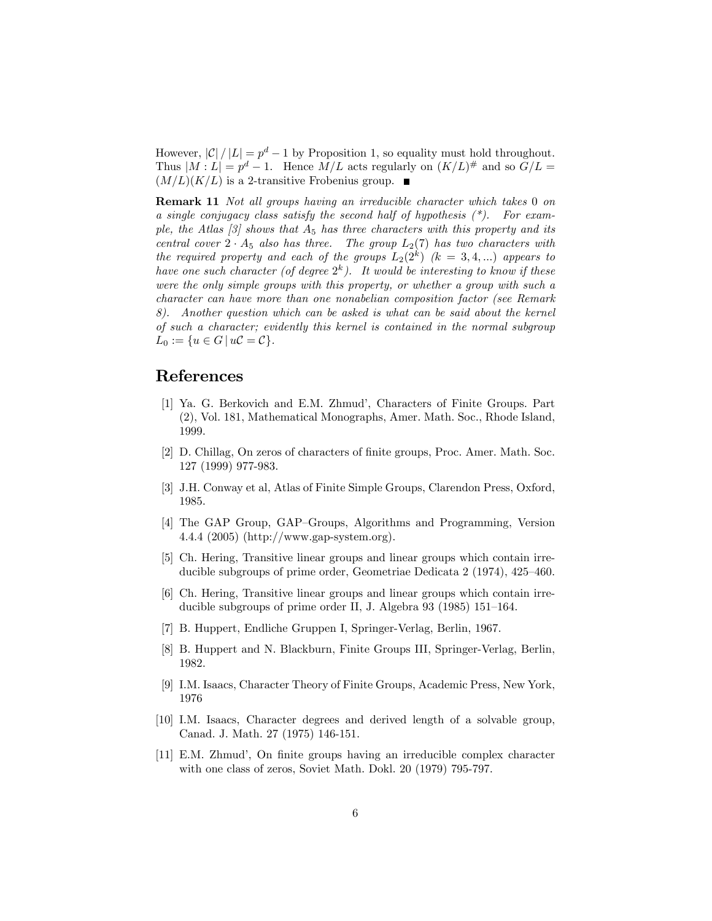However, $|\mathcal{C}| / |L| = p^d - 1$ by Proposition 1, so equality must hold throughout. Thus $|M : L| = p^d - 1$. Hence $M/L$ acts regularly on $(K/L)^{\#}$ and so $G/L = (M/L)(K/L)$ is a 2-transitive Frobenius group. ■

**Remark 11** *Not all groups having an irreducible character which takes 0 on a single conjugacy class satisfy the second half of hypothesis (\*). For example, the Atlas [3] shows that $A_5$ has three characters with this property and its central cover $2 \cdot A_5$ also has three. The group $L_2(7)$ has two characters with the required property and each of the groups $L_2(2^k)$ $(k = 3, 4, ...)$ appears to have one such character (of degree $2^k$). It would be interesting to know if these were the only simple groups with this property, or whether a group with such a character can have more than one nonabelian composition factor (see Remark 8). Another question which can be asked is what can be said about the kernel of such a character; evidently this kernel is contained in the normal subgroup $L_0 := \{u \in G \mid u\mathcal{C} = \mathcal{C}\}$.*

## References

[1] Ya. G. Berkovich and E.M. Zhmud', Characters of Finite Groups. Part (2), Vol. 181, Mathematical Monographs, Amer. Math. Soc., Rhode Island, 1999.

[2] D. Chillag, On zeros of characters of finite groups, Proc. Amer. Math. Soc. 127 (1999) 977-983.

[3] J.H. Conway et al, Atlas of Finite Simple Groups, Clarendon Press, Oxford, 1985.

[4] The GAP Group, GAP–Groups, Algorithms and Programming, Version 4.4.4 (2005) (http://www.gap-system.org).

[5] Ch. Hering, Transitive linear groups and linear groups which contain irreducible subgroups of prime order, Geometriae Dedicata 2 (1974), 425–460.

[6] Ch. Hering, Transitive linear groups and linear groups which contain irreducible subgroups of prime order II, J. Algebra 93 (1985) 151–164.

[7] B. Huppert, Endliche Gruppen I, Springer-Verlag, Berlin, 1967.

[8] B. Huppert and N. Blackburn, Finite Groups III, Springer-Verlag, Berlin, 1982.

[9] I.M. Isaacs, Character Theory of Finite Groups, Academic Press, New York, 1976

[10] I.M. Isaacs, Character degrees and derived length of a solvable group, Canad. J. Math. 27 (1975) 146-151.

[11] E.M. Zhmud', On finite groups having an irreducible complex character with one class of zeros, Soviet Math. Dokl. 20 (1979) 795-797.